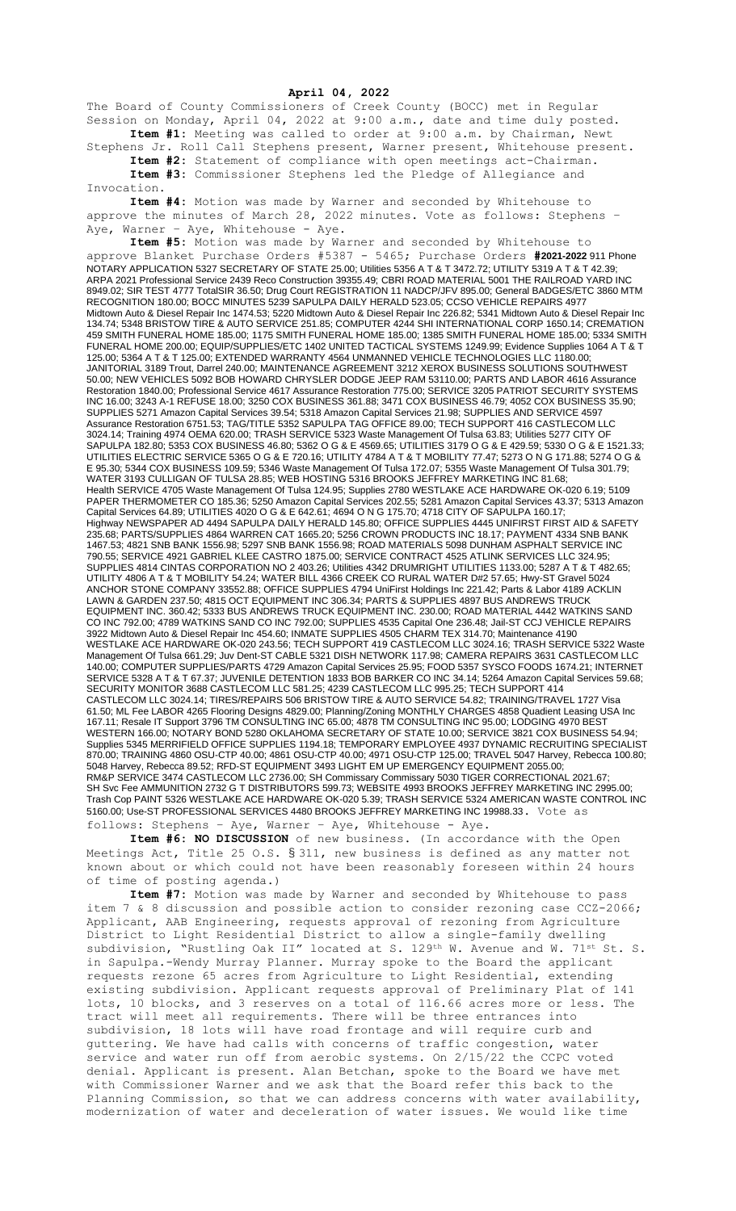**April 04, 2022**

The Board of County Commissioners of Creek County (BOCC) met in Regular Session on Monday, April 04, 2022 at 9:00 a.m., date and time duly posted.

**Item #1:** Meeting was called to order at 9:00 a.m. by Chairman, Newt Stephens Jr. Roll Call Stephens present, Warner present, Whitehouse present.

**Item #2:** Statement of compliance with open meetings act-Chairman.

**Item #3:** Commissioner Stephens led the Pledge of Allegiance and Invocation.

**Item #4:** Motion was made by Warner and seconded by Whitehouse to approve the minutes of March 28, 2022 minutes. Vote as follows: Stephens – Aye, Warner – Aye, Whitehouse - Aye.

**Item #5:** Motion was made by Warner and seconded by Whitehouse to approve Blanket Purchase Orders #5387 - 5465; Purchase Orders **#2021-2022** 911 Phone NOTARY APPLICATION 5327 SECRETARY OF STATE 25.00; Utilities 5356 A T & T 3472.72; UTILITY 5319 A T & T 42.39; ARPA 2021 Professional Service 2439 Reco Construction 39355.49; CBRI ROAD MATERIAL 5001 THE RAILROAD YARD INC 8949.02; SIR TEST 4777 TotalSIR 36.50; Drug Court REGISTRATION 11 NADCP/JFV 895.00; General BADGES/ETC 3860 MTM RECOGNITION 180.00; BOCC MINUTES 5239 SAPULPA DAILY HERALD 523.05; CCSO VEHICLE REPAIRS 4977 Midtown Auto & Diesel Repair Inc 1474.53; 5220 Midtown Auto & Diesel Repair Inc 226.82; 5341 Midtown Auto & Diesel Repair Inc 134.74; 5348 BRISTOW TIRE & AUTO SERVICE 251.85; COMPUTER 4244 SHI INTERNATIONAL CORP 1650.14; CREMATION 459 SMITH FUNERAL HOME 185.00; 1175 SMITH FUNERAL HOME 185.00; 1385 SMITH FUNERAL HOME 185.00; 5334 SMITH FUNERAL HOME 200.00; EQUIP/SUPPLIES/ETC 1402 UNITED TACTICAL SYSTEMS 1249.99; Evidence Supplies 1064 A T & T 125.00; 5364 A T & T 125.00; EXTENDED WARRANTY 4564 UNMANNED VEHICLE TECHNOLOGIES LLC 1180.00; JANITORIAL 3189 Trout, Darrel 240.00; MAINTENANCE AGREEMENT 3212 XEROX BUSINESS SOLUTIONS SOUTHWEST 50.00; NEW VEHICLES 5092 BOB HOWARD CHRYSLER DODGE JEEP RAM 53110.00; PARTS AND LABOR 4616 Assurance Restoration 1840.00; Professional Service 4617 Assurance Restoration 775.00; SERVICE 3205 PATRIOT SECURITY SYSTEMS INC 16.00; 3243 A-1 REFUSE 18.00; 3250 COX BUSINESS 361.88; 3471 COX BUSINESS 46.79; 4052 COX BUSINESS 35.90; SUPPLIES 5271 Amazon Capital Services 39.54; 5318 Amazon Capital Services 21.98; SUPPLIES AND SERVICE 4597 Assurance Restoration 6751.53; TAG/TITLE 5352 SAPULPA TAG OFFICE 89.00; TECH SUPPORT 416 CASTLECOM LLC 3024.14; Training 4974 OEMA 620.00; TRASH SERVICE 5323 Waste Management Of Tulsa 63.83; Utilities 5277 CITY OF SAPULPA 182.80; 5353 COX BUSINESS 46.80; 5362 O G & E 4569.65; UTILITIES 3179 O G & E 429.59; 5330 O G & E 1521.33; UTILITIES ELECTRIC SERVICE 5365 O G & E 720.16; UTILITY 4784 A T & T MOBILITY 77.47; 5273 O N G 171.88; 5274 O G & E 95.30; 5344 COX BUSINESS 109.59; 5346 Waste Management Of Tulsa 172.07; 5355 Waste Management Of Tulsa 301.79; WATER 3193 CULLIGAN OF TULSA 28.85; WEB HOSTING 5316 BROOKS JEFFREY MARKETING INC 81.68; Health SERVICE 4705 Waste Management Of Tulsa 124.95; Supplies 2780 WESTLAKE ACE HARDWARE OK-020 6.19; 5109 PAPER THERMOMETER CO 185.36; 5250 Amazon Capital Services 202.55; 5281 Amazon Capital Services 43.37; 5313 Amazon Capital Services 64.89; UTILITIES 4020 O G & E 642.61; 4694 O N G 175.70; 4718 CITY OF SAPULPA 160.17; Highway NEWSPAPER AD 4494 SAPULPA DAILY HERALD 145.80; OFFICE SUPPLIES 4445 UNIFIRST FIRST AID & SAFETY 235.68; PARTS/SUPPLIES 4864 WARREN CAT 1665.20; 5256 CROWN PRODUCTS INC 18.17; PAYMENT 4334 SNB BANK 1467.53; 4821 SNB BANK 1556.98; 5297 SNB BANK 1556.98; ROAD MATERIALS 5098 DUNHAM ASPHALT SERVICE INC 790.55; SERVICE 4921 GABRIEL KLEE CASTRO 1875.00; SERVICE CONTRACT 4525 ATLINK SERVICES LLC 324.95; SUPPLIES 4814 CINTAS CORPORATION NO 2 403.26; Utilities 4342 DRUMRIGHT UTILITIES 1133.00; 5287 A T & T 482.65; UTILITY 4806 A T & T MOBILITY 54.24; WATER BILL 4366 CREEK CO RURAL WATER D#2 57.65; Hwy-ST Gravel 5024 ANCHOR STONE COMPANY 33552.88; OFFICE SUPPLIES 4794 UniFirst Holdings Inc 221.42; Parts & Labor 4189 ACKLIN LAWN & GARDEN 237.50; 4815 OCT EQUIPMENT INC 306.34; PARTS & SUPPLIES 4897 BUS ANDREWS TRUCK EQUIPMENT INC. 360.42; 5333 BUS ANDREWS TRUCK EQUIPMENT INC. 230.00; ROAD MATERIAL 4442 WATKINS SAND CO INC 792.00; 4789 WATKINS SAND CO INC 792.00; SUPPLIES 4535 Capital One 236.48; Jail-ST CCJ VEHICLE REPAIRS 3922 Midtown Auto & Diesel Repair Inc 454.60; INMATE SUPPLIES 4505 CHARM TEX 314.70; Maintenance 4190 WESTLAKE ACE HARDWARE OK-020 243.56; TECH SUPPORT 419 CASTLECOM LLC 3024.16; TRASH SERVICE 5322 Waste Management Of Tulsa 661.29; Juv Dent-ST CABLE 5321 DISH NETWORK 117.98; CAMERA REPAIRS 3631 CASTLECOM LLC 140.00; COMPUTER SUPPLIES/PARTS 4729 Amazon Capital Services 25.95; FOOD 5357 SYSCO FOODS 1674.21; INTERNET SERVICE 5328 A T & T 67.37; JUVENILE DETENTION 1833 BOB BARKER CO INC 34.14; 5264 Amazon Capital Services 59.68; SECURITY MONITOR 3688 CASTLECOM LLC 581.25; 4239 CASTLECOM LLC 995.25; TECH SUPPORT 414 CASTLECOM LLC 3024.14; TIRES/REPAIRS 506 BRISTOW TIRE & AUTO SERVICE 54.82; TRAINING/TRAVEL 1727 Visa 61.50; ML Fee LABOR 4265 Flooring Designs 4829.00; Planning/Zoning MONTHLY CHARGES 4858 Quadient Leasing USA Inc 167.11; Resale IT Support 3796 TM CONSULTING INC 65.00; 4878 TM CONSULTING INC 95.00; LODGING 4970 BEST WESTERN 166.00; NOTARY BOND 5280 OKLAHOMA SECRETARY OF STATE 10.00; SERVICE 3821 COX BUSINESS 54.94; Supplies 5345 MERRIFIELD OFFICE SUPPLIES 1194.18; TEMPORARY EMPLOYEE 4937 DYNAMIC RECRUITING SPECIALIST 870.00; TRAINING 4860 OSU-CTP 40.00; 4861 OSU-CTP 40.00; 4971 OSU-CTP 125.00; TRAVEL 5047 Harvey, Rebecca 100.80; 5048 Harvey, Rebecca 89.52; RFD-ST EQUIPMENT 3493 LIGHT EM UP EMERGENCY EQUIPMENT 2055.00; RM&P SERVICE 3474 CASTLECOM LLC 2736.00; SH Commissary Commissary 5030 TIGER CORRECTIONAL 2021.67; SH Svc Fee AMMUNITION 2732 G T DISTRIBUTORS 599.73; WEBSITE 4993 BROOKS JEFFREY MARKETING INC 2995.00; Trash Cop PAINT 5326 WESTLAKE ACE HARDWARE OK-020 5.39; TRASH SERVICE 5324 AMERICAN WASTE CONTROL INC 5160.00; Use-ST PROFESSIONAL SERVICES 4480 BROOKS JEFFREY MARKETING INC 19988.33. Vote as follows: Stephens – Aye, Warner – Aye, Whitehouse - Aye.

**Item #6: NO DISCUSSION** of new business. (In accordance with the Open Meetings Act, Title 25 O.S. § 311, new business is defined as any matter not known about or which could not have been reasonably foreseen within 24 hours of time of posting agenda.)

**Item #7:** Motion was made by Warner and seconded by Whitehouse to pass item 7 & 8 discussion and possible action to consider rezoning case CCZ-2066; Applicant, AAB Engineering, requests approval of rezoning from Agriculture District to Light Residential District to allow a single-family dwelling subdivision, "Rustling Oak II" located at S. 129th W. Avenue and W. 71st St. S. in Sapulpa.-Wendy Murray Planner. Murray spoke to the Board the applicant requests rezone 65 acres from Agriculture to Light Residential, extending existing subdivision. Applicant requests approval of Preliminary Plat of 141 lots, 10 blocks, and 3 reserves on a total of 116.66 acres more or less. The tract will meet all requirements. There will be three entrances into subdivision, 18 lots will have road frontage and will require curb and guttering. We have had calls with concerns of traffic congestion, water service and water run off from aerobic systems. On 2/15/22 the CCPC voted denial. Applicant is present. Alan Betchan, spoke to the Board we have met with Commissioner Warner and we ask that the Board refer this back to the Planning Commission, so that we can address concerns with water availability, modernization of water and deceleration of water issues. We would like time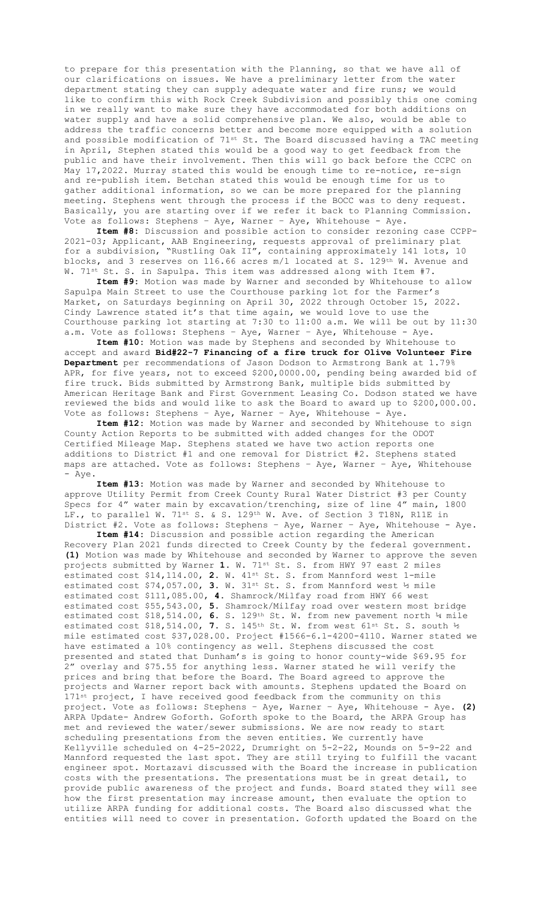to prepare for this presentation with the Planning, so that we have all of our clarifications on issues. We have a preliminary letter from the water department stating they can supply adequate water and fire runs; we would like to confirm this with Rock Creek Subdivision and possibly this one coming in we really want to make sure they have accommodated for both additions on water supply and have a solid comprehensive plan. We also, would be able to address the traffic concerns better and become more equipped with a solution and possible modification of 71st St. The Board discussed having a TAC meeting in April, Stephen stated this would be a good way to get feedback from the public and have their involvement. Then this will go back before the CCPC on May 17,2022. Murray stated this would be enough time to re-notice, re-sign and re-publish item. Betchan stated this would be enough time for us to gather additional information, so we can be more prepared for the planning meeting. Stephens went through the process if the BOCC was to deny request. Basically, you are starting over if we refer it back to Planning Commission. Vote as follows: Stephens – Aye, Warner – Aye, Whitehouse - Aye.

**Item #8:** Discussion and possible action to consider rezoning case CCPP-2021-03; Applicant, AAB Engineering, requests approval of preliminary plat for a subdivision, "Rustling Oak II", containing approximately 141 lots, 10 blocks, and 3 reserves on 116.66 acres m/l located at S. 129th W. Avenue and W. 71st St. S. in Sapulpa. This item was addressed along with Item #7.

**Item #9:** Motion was made by Warner and seconded by Whitehouse to allow Sapulpa Main Street to use the Courthouse parking lot for the Farmer's Market, on Saturdays beginning on April 30, 2022 through October 15, 2022. Cindy Lawrence stated it's that time again, we would love to use the Courthouse parking lot starting at 7:30 to 11:00 a.m. We will be out by 11:30 a.m. Vote as follows: Stephens – Aye, Warner – Aye, Whitehouse - Aye.

**Item #10:** Motion was made by Stephens and seconded by Whitehouse to accept and award **Bid#22-7 Financing of a fire truck for Olive Volunteer Fire Department** per recommendations of Jason Dodson to Armstrong Bank at 1.79% APR, for five years, not to exceed $200,0000.00, pending being awarded bid of fire truck. Bids submitted by Armstrong Bank, multiple bids submitted by American Heritage Bank and First Government Leasing Co. Dodson stated we have reviewed the bids and would like to ask the Board to award up to $200,000.00. Vote as follows: Stephens – Aye, Warner – Aye, Whitehouse - Aye.

**Item #12:** Motion was made by Warner and seconded by Whitehouse to sign County Action Reports to be submitted with added changes for the ODOT Certified Mileage Map. Stephens stated we have two action reports one additions to District #1 and one removal for District #2. Stephens stated maps are attached. Vote as follows: Stephens – Aye, Warner – Aye, Whitehouse - Aye.

**Item #13:** Motion was made by Warner and seconded by Whitehouse to approve Utility Permit from Creek County Rural Water District #3 per County Specs for 4" water main by excavation/trenching, size of line 4" main, 1800 LF., to parallel W. 71st S. & S. 129th W. Ave. of Section 3 T18N, R11E in District #2. Vote as follows: Stephens – Aye, Warner – Aye, Whitehouse - Aye.

**Item #14:** Discussion and possible action regarding the American Recovery Plan 2021 funds directed to Creek County by the federal government. **(1)** Motion was made by Whitehouse and seconded by Warner to approve the seven projects submitted by Warner **1.** W. 71st St. S. from HWY 97 east 2 miles estimated cost $14,114.00, **2.** W. 41st St. S. from Mannford west 1-mile estimated cost $74,057.00, **3.** W. 31st St. S. from Mannford west ½ mile estimated cost $111,085.00, **4.** Shamrock/Milfay road from HWY 66 west estimated cost $55,543.00, **5.** Shamrock/Milfay road over western most bridge estimated cost $18,514.00, **6.** S. 129th St. W. from new pavement north ¼ mile estimated cost $18,514.00, **7.** S. 145th St. W. from west 61st St. S. south ½ mile estimated cost $37,028.00. Project #1566-6.1-4200-4110. Warner stated we have estimated a 10% contingency as well. Stephens discussed the cost presented and stated that Dunham's is going to honor county-wide $69.95 for 2" overlay and $75.55 for anything less. Warner stated he will verify the prices and bring that before the Board. The Board agreed to approve the projects and Warner report back with amounts. Stephens updated the Board on 171st project, I have received good feedback from the community on this project. Vote as follows: Stephens – Aye, Warner – Aye, Whitehouse - Aye. **(2)** ARPA Update- Andrew Goforth. Goforth spoke to the Board, the ARPA Group has met and reviewed the water/sewer submissions. We are now ready to start scheduling presentations from the seven entities. We currently have Kellyville scheduled on 4-25-2022, Drumright on 5-2-22, Mounds on 5-9-22 and Mannford requested the last spot. They are still trying to fulfill the vacant engineer spot. Mortazavi discussed with the Board the increase in publication costs with the presentations. The presentations must be in great detail, to provide public awareness of the project and funds. Board stated they will see how the first presentation may increase amount, then evaluate the option to utilize ARPA funding for additional costs. The Board also discussed what the entities will need to cover in presentation. Goforth updated the Board on the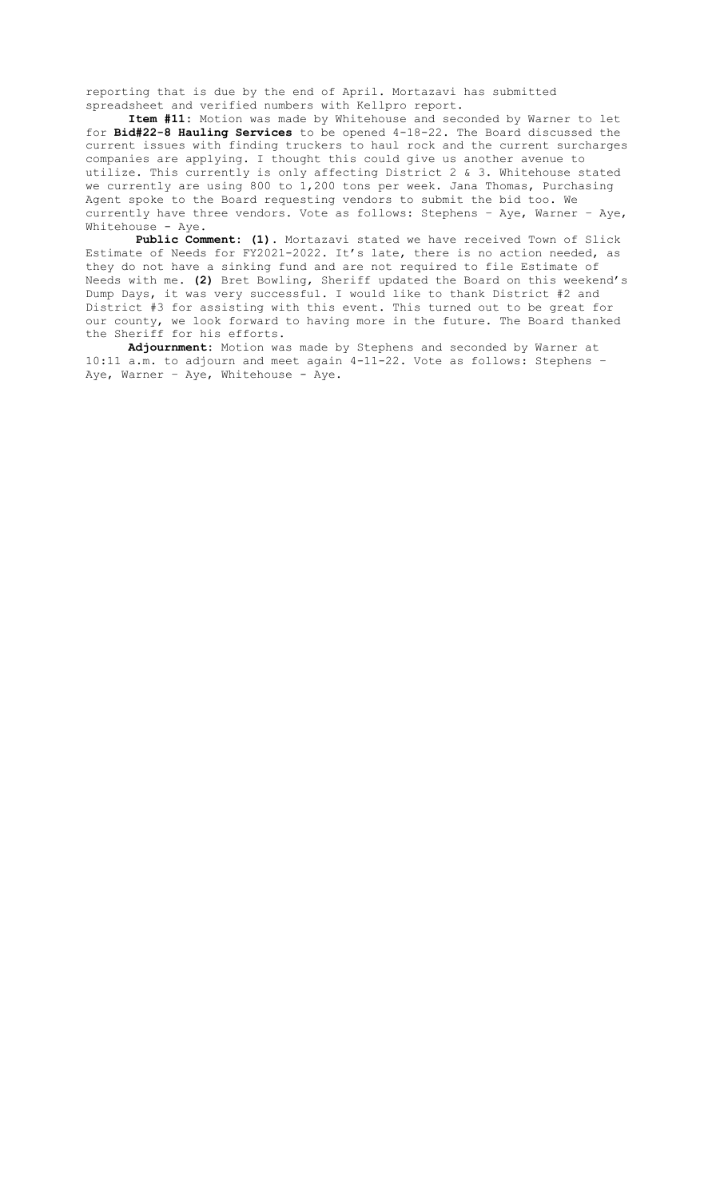reporting that is due by the end of April. Mortazavi has submitted spreadsheet and verified numbers with Kellpro report.

**Item #11**: Motion was made by Whitehouse and seconded by Warner to let for **Bid#22-8 Hauling Services** to be opened 4-18-22. The Board discussed the current issues with finding truckers to haul rock and the current surcharges companies are applying. I thought this could give us another avenue to utilize. This currently is only affecting District 2 & 3. Whitehouse stated we currently are using 800 to 1,200 tons per week. Jana Thomas, Purchasing Agent spoke to the Board requesting vendors to submit the bid too. We currently have three vendors. Vote as follows: Stephens – Aye, Warner – Aye, Whitehouse - Aye.

**Public Comment**: **(1)**. Mortazavi stated we have received Town of Slick Estimate of Needs for FY2021-2022. It's late, there is no action needed, as they do not have a sinking fund and are not required to file Estimate of Needs with me. **(2)** Bret Bowling, Sheriff updated the Board on this weekend's Dump Days, it was very successful. I would like to thank District #2 and District #3 for assisting with this event. This turned out to be great for our county, we look forward to having more in the future. The Board thanked the Sheriff for his efforts.

**Adjournment**: Motion was made by Stephens and seconded by Warner at 10:11 a.m. to adjourn and meet again 4-11-22. Vote as follows: Stephens – Aye, Warner – Aye, Whitehouse - Aye.